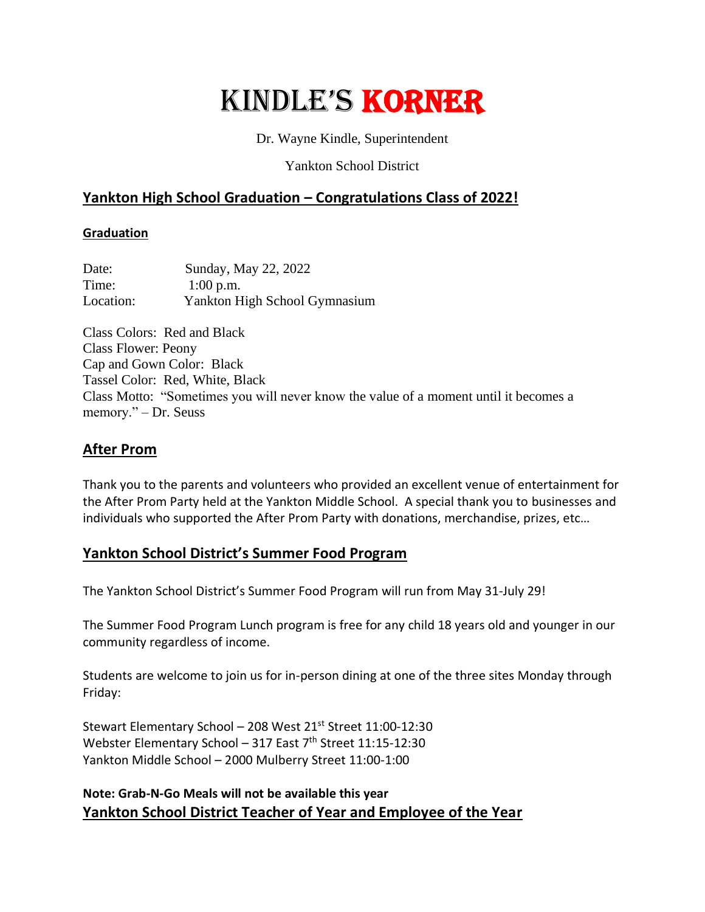# Kindle's Korner

Dr. Wayne Kindle, Superintendent

Yankton School District

## Yankton High School Graduation – Congratulations Class of 2022!

### Graduation

Date: Sunday, May 22, 2022
Time: 1:00 p.m.
Location: Yankton High School Gymnasium

Class Colors: Red and Black
Class Flower: Peony
Cap and Gown Color: Black
Tassel Color: Red, White, Black
Class Motto: "Sometimes you will never know the value of a moment until it becomes a memory." – Dr. Seuss

## After Prom

Thank you to the parents and volunteers who provided an excellent venue of entertainment for the After Prom Party held at the Yankton Middle School. A special thank you to businesses and individuals who supported the After Prom Party with donations, merchandise, prizes, etc…

## Yankton School District's Summer Food Program

The Yankton School District's Summer Food Program will run from May 31-July 29!

The Summer Food Program Lunch program is free for any child 18 years old and younger in our community regardless of income.

Students are welcome to join us for in-person dining at one of the three sites Monday through Friday:

Stewart Elementary School – 208 West 21st Street 11:00-12:30
Webster Elementary School – 317 East 7th Street 11:15-12:30
Yankton Middle School – 2000 Mulberry Street 11:00-1:00

**Note: Grab-N-Go Meals will not be available this year**

## Yankton School District Teacher of Year and Employee of the Year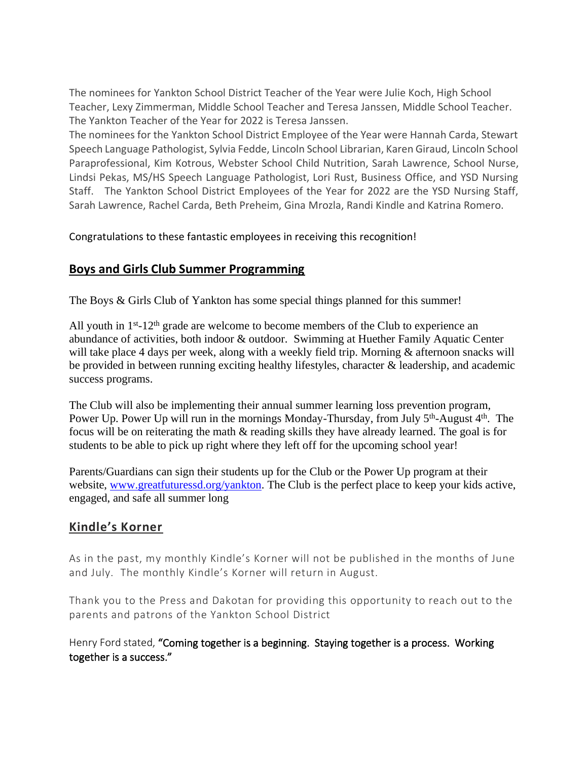The nominees for Yankton School District Teacher of the Year were Julie Koch, High School Teacher, Lexy Zimmerman, Middle School Teacher and Teresa Janssen, Middle School Teacher. The Yankton Teacher of the Year for 2022 is Teresa Janssen.

The nominees for the Yankton School District Employee of the Year were Hannah Carda, Stewart Speech Language Pathologist, Sylvia Fedde, Lincoln School Librarian, Karen Giraud, Lincoln School Paraprofessional, Kim Kotrous, Webster School Child Nutrition, Sarah Lawrence, School Nurse, Lindsi Pekas, MS/HS Speech Language Pathologist, Lori Rust, Business Office, and YSD Nursing Staff. The Yankton School District Employees of the Year for 2022 are the YSD Nursing Staff, Sarah Lawrence, Rachel Carda, Beth Preheim, Gina Mrozla, Randi Kindle and Katrina Romero.

Congratulations to these fantastic employees in receiving this recognition!

## Boys and Girls Club Summer Programming

The Boys & Girls Club of Yankton has some special things planned for this summer!

All youth in 1st-12th grade are welcome to become members of the Club to experience an abundance of activities, both indoor & outdoor. Swimming at Huether Family Aquatic Center will take place 4 days per week, along with a weekly field trip. Morning & afternoon snacks will be provided in between running exciting healthy lifestyles, character & leadership, and academic success programs.

The Club will also be implementing their annual summer learning loss prevention program, Power Up. Power Up will run in the mornings Monday-Thursday, from July 5th-August 4th. The focus will be on reiterating the math & reading skills they have already learned. The goal is for students to be able to pick up right where they left off for the upcoming school year!

Parents/Guardians can sign their students up for the Club or the Power Up program at their website, www.greatfuturessd.org/yankton. The Club is the perfect place to keep your kids active, engaged, and safe all summer long

## Kindle's Korner

As in the past, my monthly Kindle's Korner will not be published in the months of June and July. The monthly Kindle's Korner will return in August.

Thank you to the Press and Dakotan for providing this opportunity to reach out to the parents and patrons of the Yankton School District

Henry Ford stated, **"Coming together is a beginning. Staying together is a process. Working together is a success."**